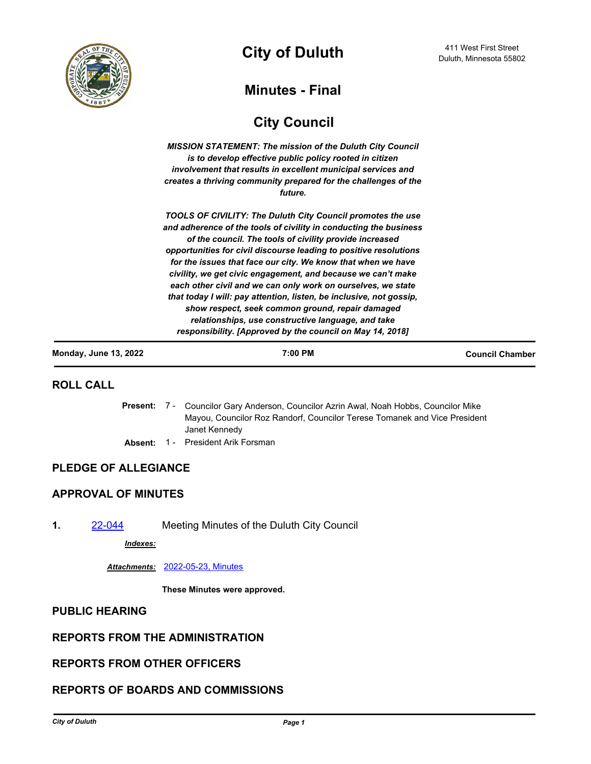# City of Duluth

411 West First Street
Duluth, Minnesota 55802

## Minutes - Final

## City Council

***MISSION STATEMENT: The mission of the Duluth City Council is to develop effective public policy rooted in citizen involvement that results in excellent municipal services and creates a thriving community prepared for the challenges of the future.***

***TOOLS OF CIVILITY: The Duluth City Council promotes the use and adherence of the tools of civility in conducting the business of the council. The tools of civility provide increased opportunities for civil discourse leading to positive resolutions for the issues that face our city. We know that when we have civility, we get civic engagement, and because we can't make each other civil and we can only work on ourselves, we state that today I will: pay attention, listen, be inclusive, not gossip, show respect, seek common ground, repair damaged relationships, use constructive language, and take responsibility. [Approved by the council on May 14, 2018]***

**Monday, June 13, 2022** | **7:00 PM** | **Council Chamber**

## ROLL CALL

**Present:** 7 - Councilor Gary Anderson, Councilor Azrin Awal, Noah Hobbs, Councilor Mike Mayou, Councilor Roz Randorf, Councilor Terese Tomanek and Vice President Janet Kennedy

**Absent:** 1 - President Arik Forsman

## PLEDGE OF ALLEGIANCE

## APPROVAL OF MINUTES

**1.** 22-044 Meeting Minutes of the Duluth City Council

***Indexes:***

***Attachments:*** 2022-05-23, Minutes

**These Minutes were approved.**

## PUBLIC HEARING

## REPORTS FROM THE ADMINISTRATION

## REPORTS FROM OTHER OFFICERS

## REPORTS OF BOARDS AND COMMISSIONS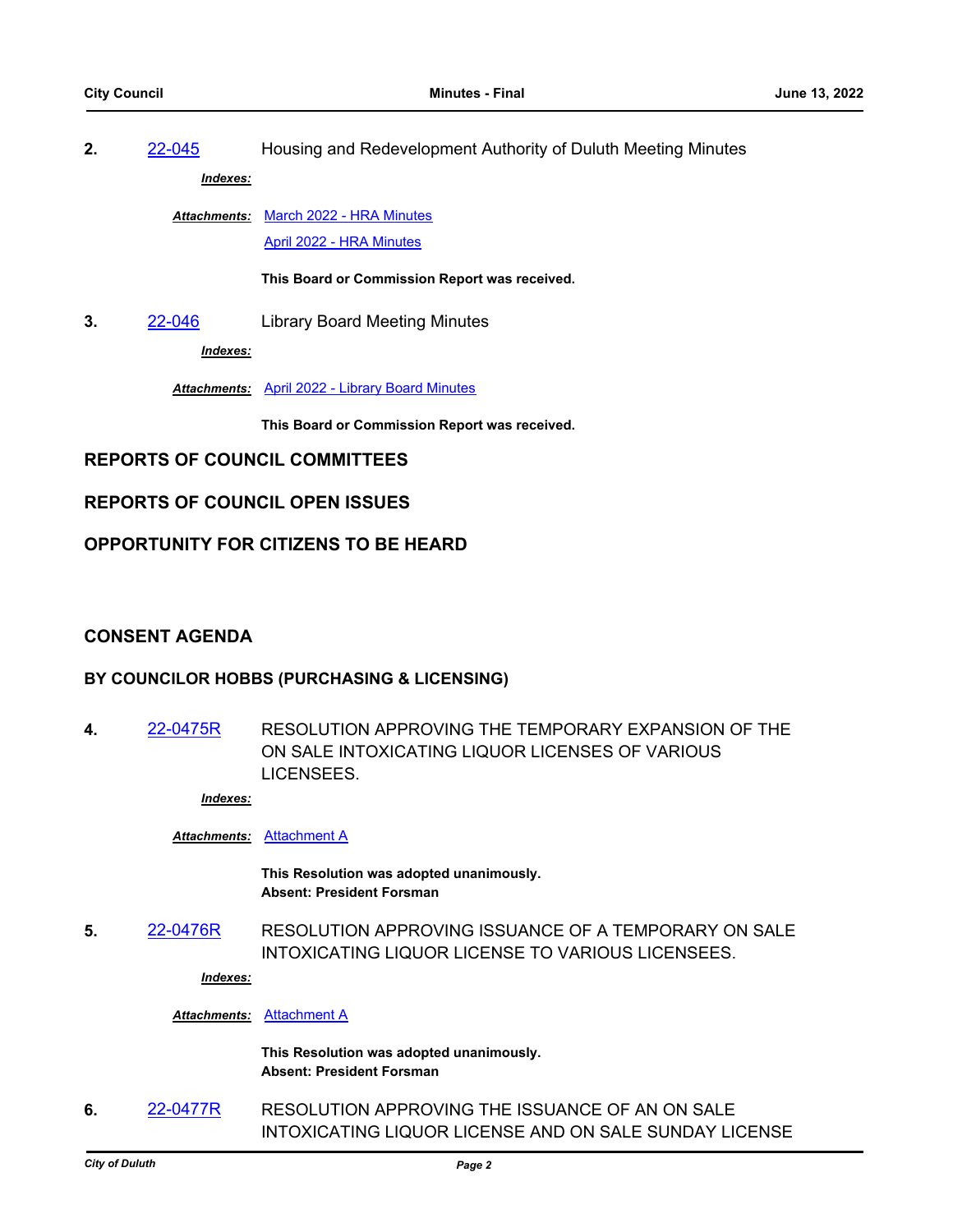**2.** 22-045 Housing and Redevelopment Authority of Duluth Meeting Minutes

*Indexes:*

*Attachments:* March 2022 - HRA Minutes
April 2022 - HRA Minutes

**This Board or Commission Report was received.**

**3.** 22-046 Library Board Meeting Minutes

*Indexes:*

*Attachments:* April 2022 - Library Board Minutes

**This Board or Commission Report was received.**

## REPORTS OF COUNCIL COMMITTEES

## REPORTS OF COUNCIL OPEN ISSUES

## OPPORTUNITY FOR CITIZENS TO BE HEARD

## CONSENT AGENDA

### BY COUNCILOR HOBBS (PURCHASING & LICENSING)

**4.** 22-0475R RESOLUTION APPROVING THE TEMPORARY EXPANSION OF THE ON SALE INTOXICATING LIQUOR LICENSES OF VARIOUS LICENSEES.

*Indexes:*

*Attachments:* Attachment A

**This Resolution was adopted unanimously.**
**Absent: President Forsman**

**5.** 22-0476R RESOLUTION APPROVING ISSUANCE OF A TEMPORARY ON SALE INTOXICATING LIQUOR LICENSE TO VARIOUS LICENSEES.

*Indexes:*

*Attachments:* Attachment A

**This Resolution was adopted unanimously.**
**Absent: President Forsman**

**6.** 22-0477R RESOLUTION APPROVING THE ISSUANCE OF AN ON SALE INTOXICATING LIQUOR LICENSE AND ON SALE SUNDAY LICENSE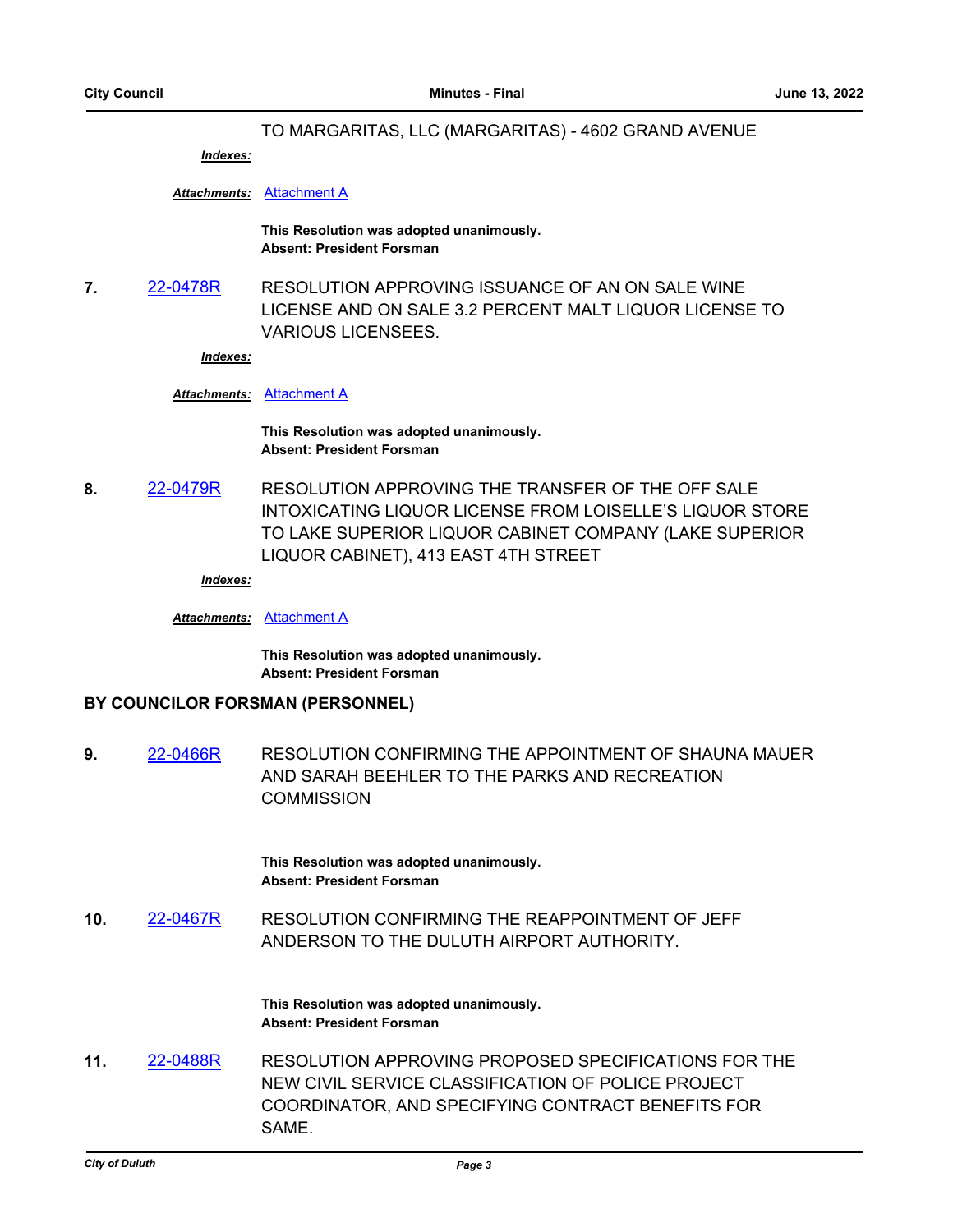TO MARGARITAS, LLC (MARGARITAS) - 4602 GRAND AVENUE

***Indexes:***

***Attachments:*** [Attachment A]

**This Resolution was adopted unanimously.**
**Absent: President Forsman**

**7.** [22-0478R] RESOLUTION APPROVING ISSUANCE OF AN ON SALE WINE LICENSE AND ON SALE 3.2 PERCENT MALT LIQUOR LICENSE TO VARIOUS LICENSEES.

***Indexes:***

***Attachments:*** [Attachment A]

**This Resolution was adopted unanimously.**
**Absent: President Forsman**

**8.** [22-0479R] RESOLUTION APPROVING THE TRANSFER OF THE OFF SALE INTOXICATING LIQUOR LICENSE FROM LOISELLE'S LIQUOR STORE TO LAKE SUPERIOR LIQUOR CABINET COMPANY (LAKE SUPERIOR LIQUOR CABINET), 413 EAST 4TH STREET

***Indexes:***

***Attachments:*** [Attachment A]

**This Resolution was adopted unanimously.**
**Absent: President Forsman**

**BY COUNCILOR FORSMAN (PERSONNEL)**

**9.** [22-0466R] RESOLUTION CONFIRMING THE APPOINTMENT OF SHAUNA MAUER AND SARAH BEEHLER TO THE PARKS AND RECREATION COMMISSION

**This Resolution was adopted unanimously.**
**Absent: President Forsman**

**10.** [22-0467R] RESOLUTION CONFIRMING THE REAPPOINTMENT OF JEFF ANDERSON TO THE DULUTH AIRPORT AUTHORITY.

**This Resolution was adopted unanimously.**
**Absent: President Forsman**

**11.** [22-0488R] RESOLUTION APPROVING PROPOSED SPECIFICATIONS FOR THE NEW CIVIL SERVICE CLASSIFICATION OF POLICE PROJECT COORDINATOR, AND SPECIFYING CONTRACT BENEFITS FOR SAME.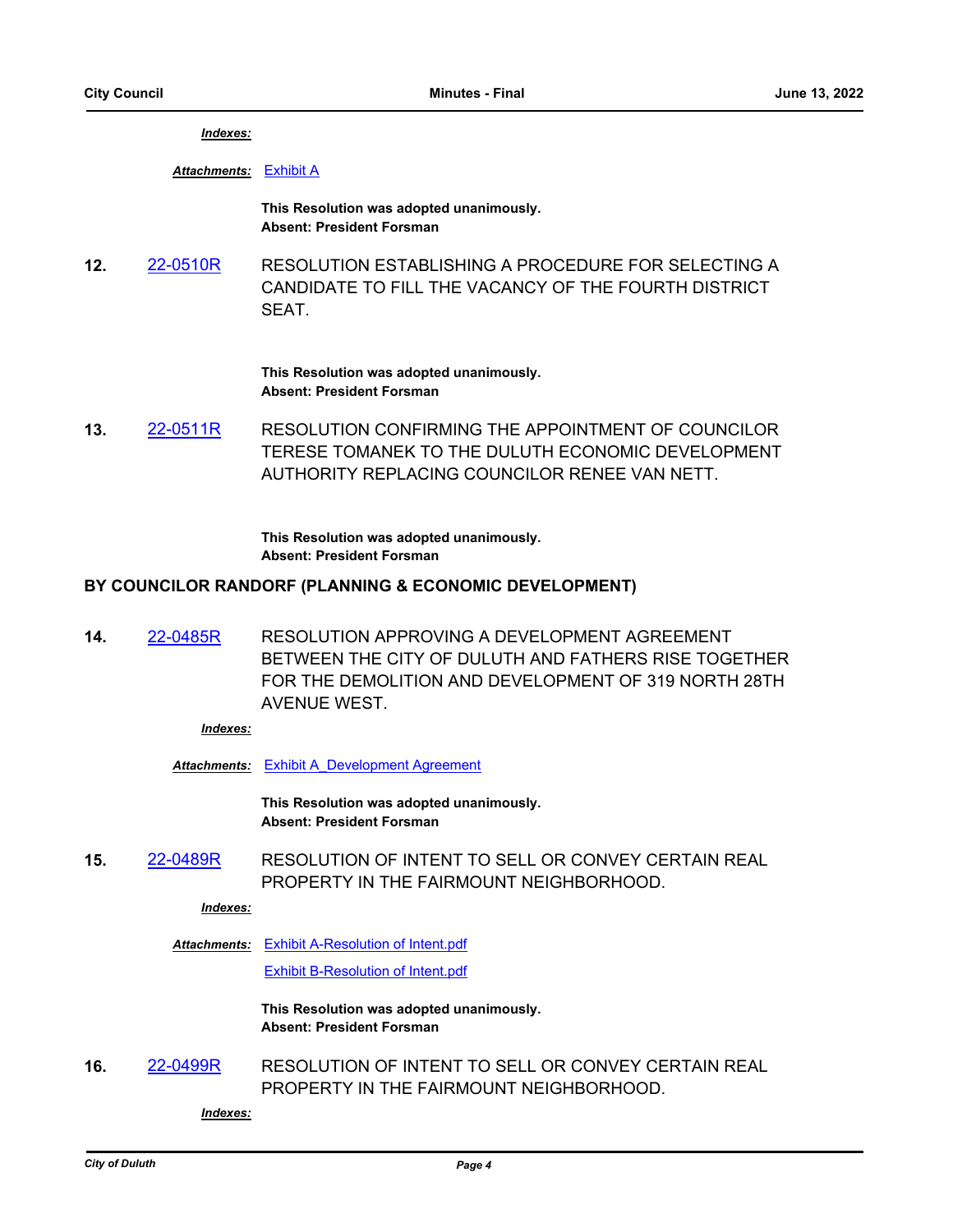*Indexes:*

*Attachments:* Exhibit A

**This Resolution was adopted unanimously.**
**Absent: President Forsman**

**12.** 22-0510R RESOLUTION ESTABLISHING A PROCEDURE FOR SELECTING A CANDIDATE TO FILL THE VACANCY OF THE FOURTH DISTRICT SEAT.

**This Resolution was adopted unanimously.**
**Absent: President Forsman**

**13.** 22-0511R RESOLUTION CONFIRMING THE APPOINTMENT OF COUNCILOR TERESE TOMANEK TO THE DULUTH ECONOMIC DEVELOPMENT AUTHORITY REPLACING COUNCILOR RENEE VAN NETT.

**This Resolution was adopted unanimously.**
**Absent: President Forsman**

## BY COUNCILOR RANDORF (PLANNING & ECONOMIC DEVELOPMENT)

**14.** 22-0485R RESOLUTION APPROVING A DEVELOPMENT AGREEMENT BETWEEN THE CITY OF DULUTH AND FATHERS RISE TOGETHER FOR THE DEMOLITION AND DEVELOPMENT OF 319 NORTH 28TH AVENUE WEST.

*Indexes:*

*Attachments:* Exhibit A_Development Agreement

**This Resolution was adopted unanimously.**
**Absent: President Forsman**

**15.** 22-0489R RESOLUTION OF INTENT TO SELL OR CONVEY CERTAIN REAL PROPERTY IN THE FAIRMOUNT NEIGHBORHOOD.

*Indexes:*

*Attachments:* Exhibit A-Resolution of Intent.pdf
Exhibit B-Resolution of Intent.pdf

**This Resolution was adopted unanimously.**
**Absent: President Forsman**

**16.** 22-0499R RESOLUTION OF INTENT TO SELL OR CONVEY CERTAIN REAL PROPERTY IN THE FAIRMOUNT NEIGHBORHOOD.

*Indexes:*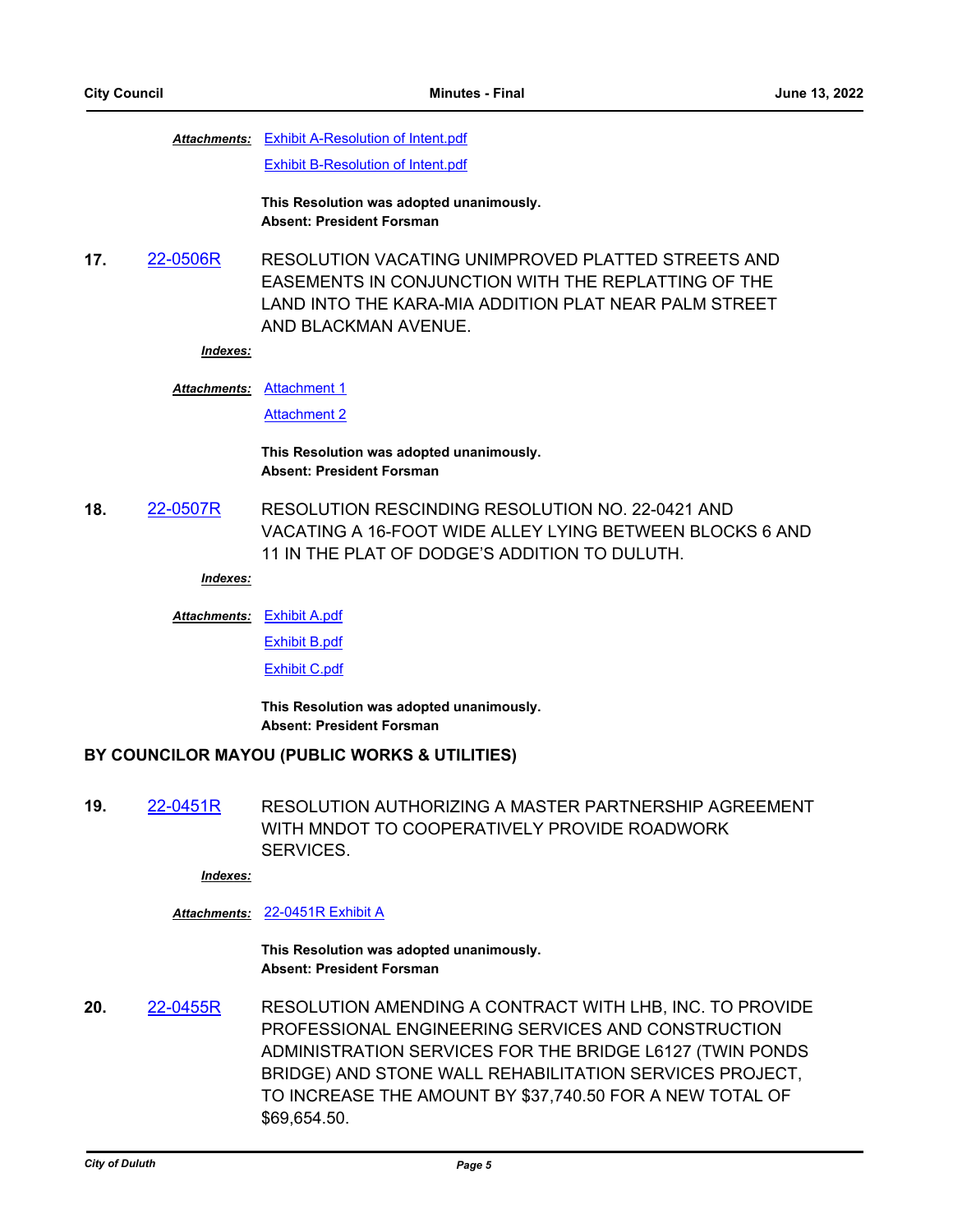***Attachments:*** Exhibit A-Resolution of Intent.pdf
Exhibit B-Resolution of Intent.pdf

**This Resolution was adopted unanimously.**
**Absent: President Forsman**

**17.** 22-0506R RESOLUTION VACATING UNIMPROVED PLATTED STREETS AND EASEMENTS IN CONJUNCTION WITH THE REPLATTING OF THE LAND INTO THE KARA-MIA ADDITION PLAT NEAR PALM STREET AND BLACKMAN AVENUE.

***Indexes:***

***Attachments:*** Attachment 1
Attachment 2

**This Resolution was adopted unanimously.**
**Absent: President Forsman**

**18.** 22-0507R RESOLUTION RESCINDING RESOLUTION NO. 22-0421 AND VACATING A 16-FOOT WIDE ALLEY LYING BETWEEN BLOCKS 6 AND 11 IN THE PLAT OF DODGE'S ADDITION TO DULUTH.

***Indexes:***

***Attachments:*** Exhibit A.pdf
Exhibit B.pdf
Exhibit C.pdf

**This Resolution was adopted unanimously.**
**Absent: President Forsman**

**BY COUNCILOR MAYOU (PUBLIC WORKS & UTILITIES)**

**19.** 22-0451R RESOLUTION AUTHORIZING A MASTER PARTNERSHIP AGREEMENT WITH MNDOT TO COOPERATIVELY PROVIDE ROADWORK SERVICES.

***Indexes:***

***Attachments:*** 22-0451R Exhibit A

**This Resolution was adopted unanimously.**
**Absent: President Forsman**

**20.** 22-0455R RESOLUTION AMENDING A CONTRACT WITH LHB, INC. TO PROVIDE PROFESSIONAL ENGINEERING SERVICES AND CONSTRUCTION ADMINISTRATION SERVICES FOR THE BRIDGE L6127 (TWIN PONDS BRIDGE) AND STONE WALL REHABILITATION SERVICES PROJECT, TO INCREASE THE AMOUNT BY $37,740.50 FOR A NEW TOTAL OF $69,654.50.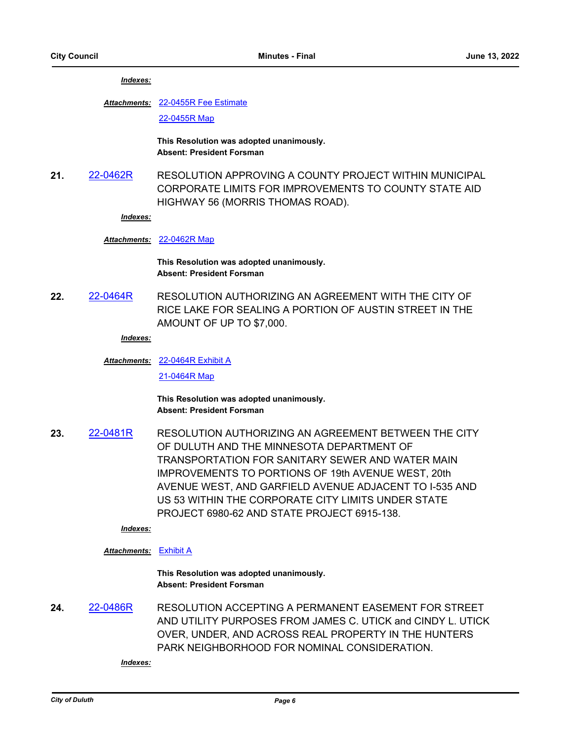***Indexes:***

***Attachments:*** 22-0455R Fee Estimate

22-0455R Map

**This Resolution was adopted unanimously.**
**Absent: President Forsman**

**21.** 22-0462R RESOLUTION APPROVING A COUNTY PROJECT WITHIN MUNICIPAL CORPORATE LIMITS FOR IMPROVEMENTS TO COUNTY STATE AID HIGHWAY 56 (MORRIS THOMAS ROAD).

***Indexes:***

***Attachments:*** 22-0462R Map

**This Resolution was adopted unanimously.**
**Absent: President Forsman**

**22.** 22-0464R RESOLUTION AUTHORIZING AN AGREEMENT WITH THE CITY OF RICE LAKE FOR SEALING A PORTION OF AUSTIN STREET IN THE AMOUNT OF UP TO $7,000.

***Indexes:***

***Attachments:*** 22-0464R Exhibit A

21-0464R Map

**This Resolution was adopted unanimously.**
**Absent: President Forsman**

**23.** 22-0481R RESOLUTION AUTHORIZING AN AGREEMENT BETWEEN THE CITY OF DULUTH AND THE MINNESOTA DEPARTMENT OF TRANSPORTATION FOR SANITARY SEWER AND WATER MAIN IMPROVEMENTS TO PORTIONS OF 19th AVENUE WEST, 20th AVENUE WEST, AND GARFIELD AVENUE ADJACENT TO I-535 AND US 53 WITHIN THE CORPORATE CITY LIMITS UNDER STATE PROJECT 6980-62 AND STATE PROJECT 6915-138.

***Indexes:***

***Attachments:*** Exhibit A

**This Resolution was adopted unanimously.**
**Absent: President Forsman**

**24.** 22-0486R RESOLUTION ACCEPTING A PERMANENT EASEMENT FOR STREET AND UTILITY PURPOSES FROM JAMES C. UTICK and CINDY L. UTICK OVER, UNDER, AND ACROSS REAL PROPERTY IN THE HUNTERS PARK NEIGHBORHOOD FOR NOMINAL CONSIDERATION.

***Indexes:***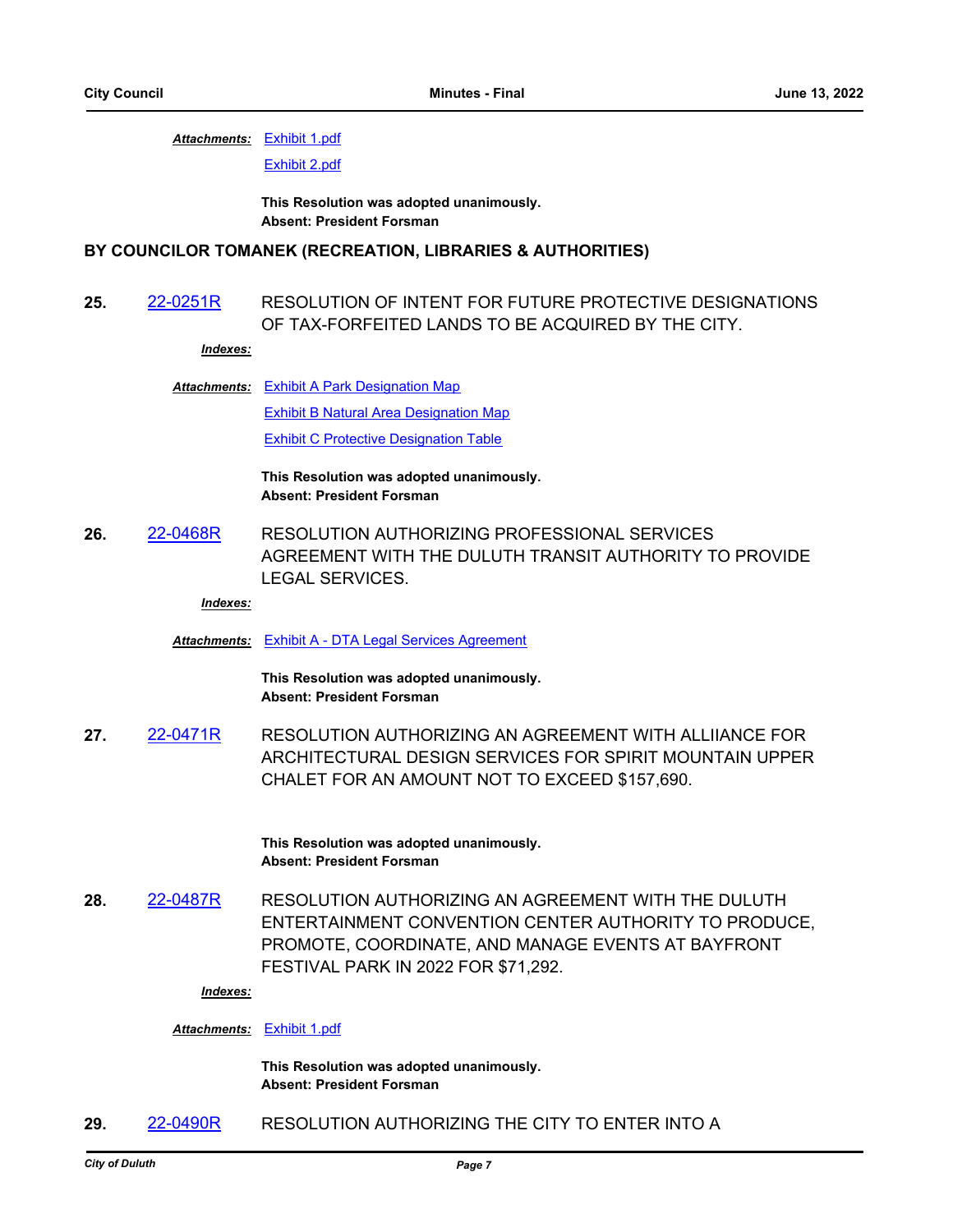***Attachments:*** Exhibit 1.pdf

Exhibit 2.pdf

**This Resolution was adopted unanimously.**
**Absent: President Forsman**

## BY COUNCILOR TOMANEK (RECREATION, LIBRARIES & AUTHORITIES)

**25.** 22-0251R RESOLUTION OF INTENT FOR FUTURE PROTECTIVE DESIGNATIONS OF TAX-FORFEITED LANDS TO BE ACQUIRED BY THE CITY.

***Indexes:***

***Attachments:*** Exhibit A Park Designation Map

Exhibit B Natural Area Designation Map

Exhibit C Protective Designation Table

**This Resolution was adopted unanimously.**
**Absent: President Forsman**

**26.** 22-0468R RESOLUTION AUTHORIZING PROFESSIONAL SERVICES AGREEMENT WITH THE DULUTH TRANSIT AUTHORITY TO PROVIDE LEGAL SERVICES.

***Indexes:***

***Attachments:*** Exhibit A - DTA Legal Services Agreement

**This Resolution was adopted unanimously.**
**Absent: President Forsman**

**27.** 22-0471R RESOLUTION AUTHORIZING AN AGREEMENT WITH ALLIIANCE FOR ARCHITECTURAL DESIGN SERVICES FOR SPIRIT MOUNTAIN UPPER CHALET FOR AN AMOUNT NOT TO EXCEED $157,690.

**This Resolution was adopted unanimously.**
**Absent: President Forsman**

**28.** 22-0487R RESOLUTION AUTHORIZING AN AGREEMENT WITH THE DULUTH ENTERTAINMENT CONVENTION CENTER AUTHORITY TO PRODUCE, PROMOTE, COORDINATE, AND MANAGE EVENTS AT BAYFRONT FESTIVAL PARK IN 2022 FOR $71,292.

***Indexes:***

***Attachments:*** Exhibit 1.pdf

**This Resolution was adopted unanimously.**
**Absent: President Forsman**

**29.** 22-0490R RESOLUTION AUTHORIZING THE CITY TO ENTER INTO A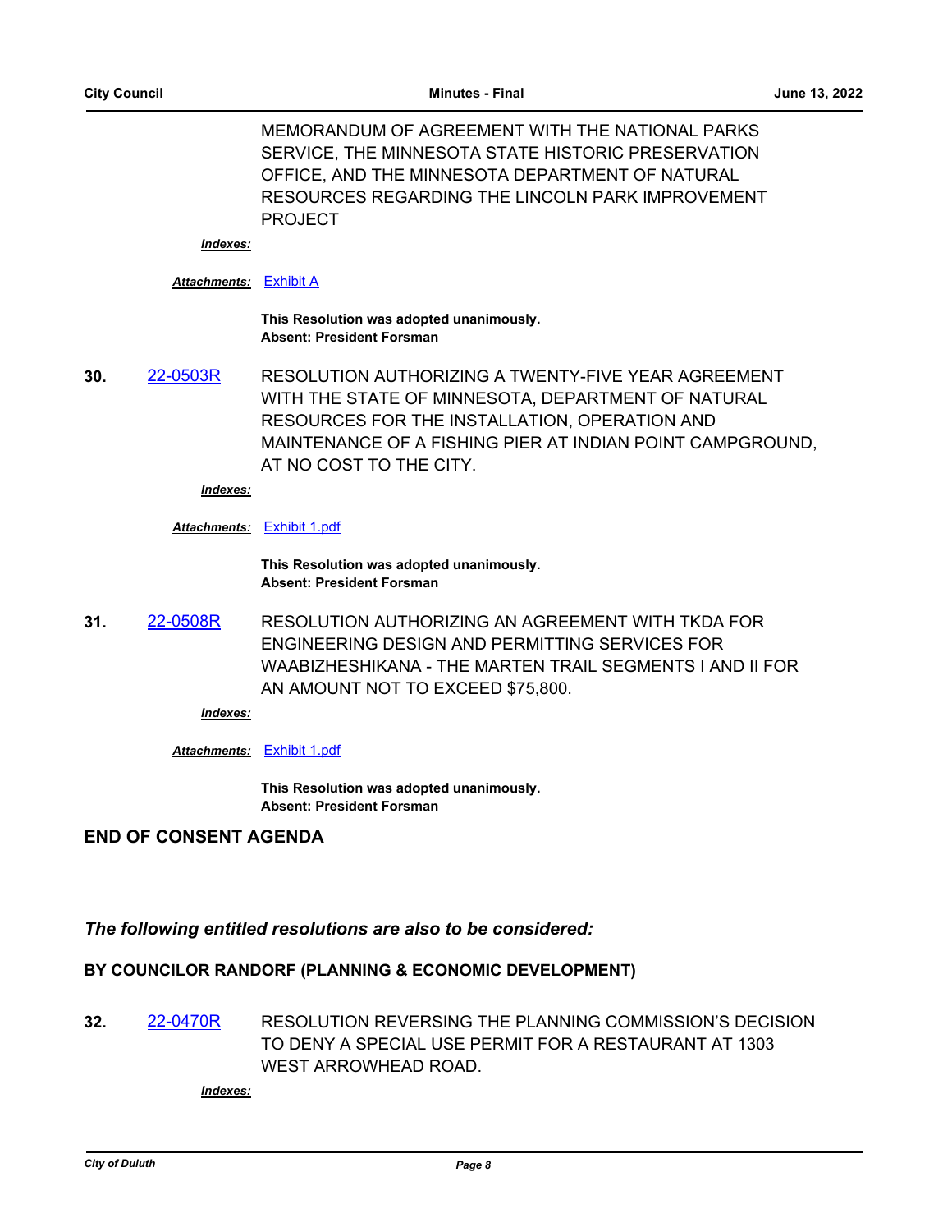MEMORANDUM OF AGREEMENT WITH THE NATIONAL PARKS SERVICE, THE MINNESOTA STATE HISTORIC PRESERVATION OFFICE, AND THE MINNESOTA DEPARTMENT OF NATURAL RESOURCES REGARDING THE LINCOLN PARK IMPROVEMENT PROJECT

***Indexes:***

***Attachments:*** Exhibit A

**This Resolution was adopted unanimously.**
**Absent: President Forsman**

**30.** 22-0503R RESOLUTION AUTHORIZING A TWENTY-FIVE YEAR AGREEMENT WITH THE STATE OF MINNESOTA, DEPARTMENT OF NATURAL RESOURCES FOR THE INSTALLATION, OPERATION AND MAINTENANCE OF A FISHING PIER AT INDIAN POINT CAMPGROUND, AT NO COST TO THE CITY.

***Indexes:***

***Attachments:*** Exhibit 1.pdf

**This Resolution was adopted unanimously.**
**Absent: President Forsman**

**31.** 22-0508R RESOLUTION AUTHORIZING AN AGREEMENT WITH TKDA FOR ENGINEERING DESIGN AND PERMITTING SERVICES FOR WAABIZHESHIKANA - THE MARTEN TRAIL SEGMENTS I AND II FOR AN AMOUNT NOT TO EXCEED $75,800.

***Indexes:***

***Attachments:*** Exhibit 1.pdf

**This Resolution was adopted unanimously.**
**Absent: President Forsman**

## END OF CONSENT AGENDA

### *The following entitled resolutions are also to be considered:*

**BY COUNCILOR RANDORF (PLANNING & ECONOMIC DEVELOPMENT)**

**32.** 22-0470R RESOLUTION REVERSING THE PLANNING COMMISSION'S DECISION TO DENY A SPECIAL USE PERMIT FOR A RESTAURANT AT 1303 WEST ARROWHEAD ROAD.

***Indexes:***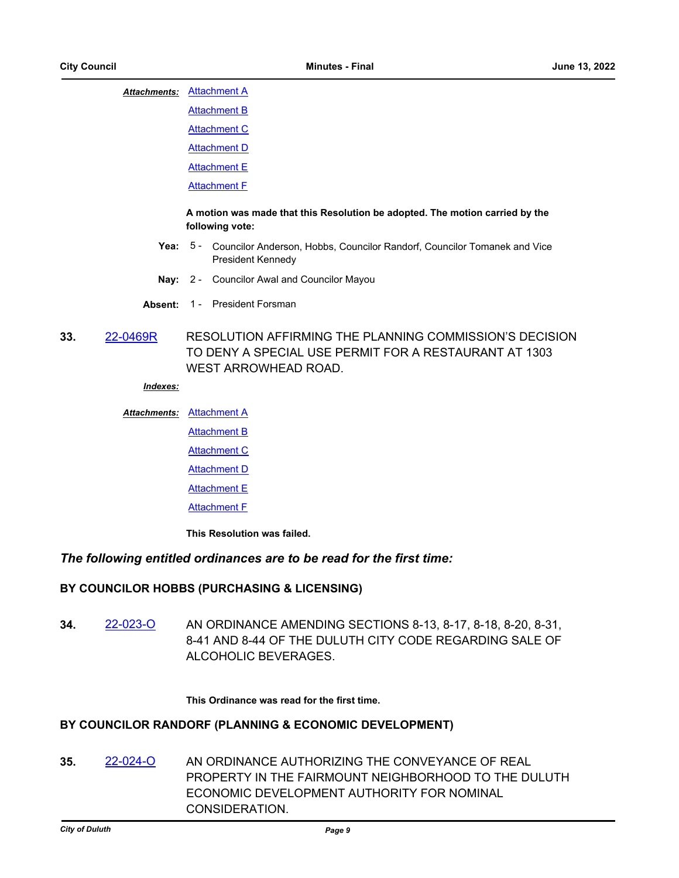***Attachments:*** Attachment A

Attachment B

Attachment C

Attachment D

Attachment E

Attachment F

**A motion was made that this Resolution be adopted. The motion carried by the following vote:**

**Yea:** 5 - Councilor Anderson, Hobbs, Councilor Randorf, Councilor Tomanek and Vice President Kennedy

**Nay:** 2 - Councilor Awal and Councilor Mayou

**Absent:** 1 - President Forsman

**33.** 22-0469R RESOLUTION AFFIRMING THE PLANNING COMMISSION'S DECISION TO DENY A SPECIAL USE PERMIT FOR A RESTAURANT AT 1303 WEST ARROWHEAD ROAD.

***Indexes:***

***Attachments:*** Attachment A

Attachment B

Attachment C

Attachment D

Attachment E

Attachment F

**This Resolution was failed.**

## *The following entitled ordinances are to be read for the first time:*

### BY COUNCILOR HOBBS (PURCHASING & LICENSING)

**34.** 22-023-O AN ORDINANCE AMENDING SECTIONS 8-13, 8-17, 8-18, 8-20, 8-31, 8-41 AND 8-44 OF THE DULUTH CITY CODE REGARDING SALE OF ALCOHOLIC BEVERAGES.

**This Ordinance was read for the first time.**

### BY COUNCILOR RANDORF (PLANNING & ECONOMIC DEVELOPMENT)

**35.** 22-024-O AN ORDINANCE AUTHORIZING THE CONVEYANCE OF REAL PROPERTY IN THE FAIRMOUNT NEIGHBORHOOD TO THE DULUTH ECONOMIC DEVELOPMENT AUTHORITY FOR NOMINAL CONSIDERATION.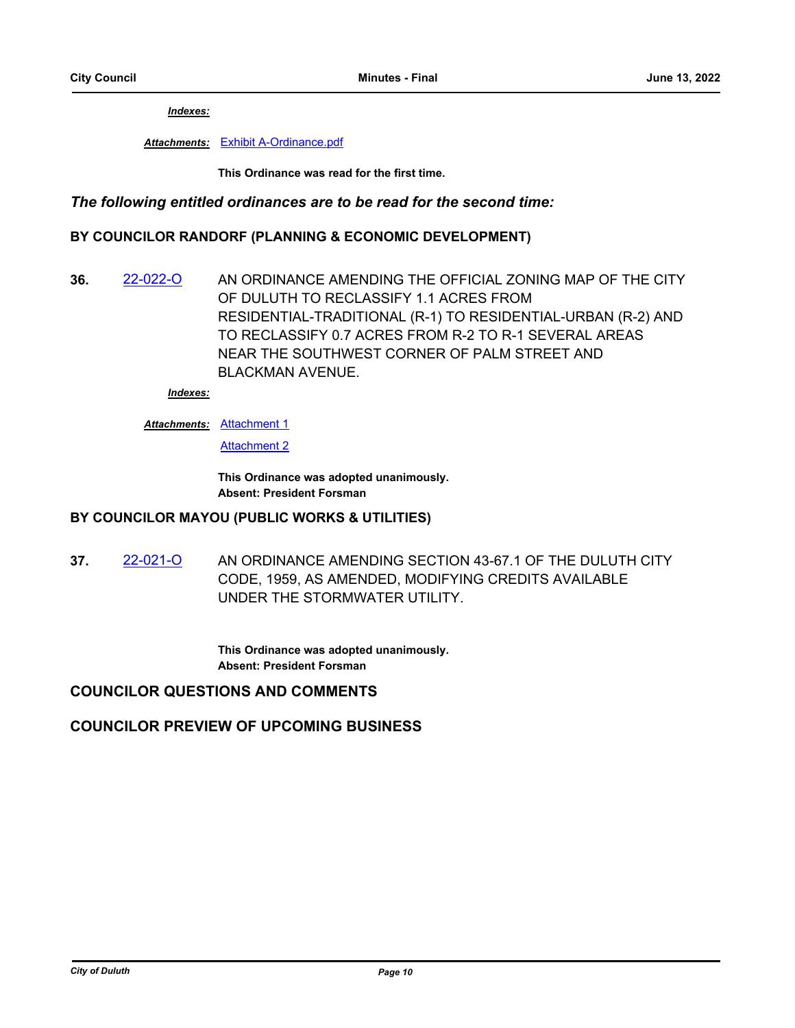***Indexes:***

***Attachments:*** Exhibit A-Ordinance.pdf

**This Ordinance was read for the first time.**

***The following entitled ordinances are to be read for the second time:***

**BY COUNCILOR RANDORF (PLANNING & ECONOMIC DEVELOPMENT)**

**36.** 22-022-O AN ORDINANCE AMENDING THE OFFICIAL ZONING MAP OF THE CITY OF DULUTH TO RECLASSIFY 1.1 ACRES FROM RESIDENTIAL-TRADITIONAL (R-1) TO RESIDENTIAL-URBAN (R-2) AND TO RECLASSIFY 0.7 ACRES FROM R-2 TO R-1 SEVERAL AREAS NEAR THE SOUTHWEST CORNER OF PALM STREET AND BLACKMAN AVENUE.

***Indexes:***

***Attachments:*** Attachment 1

Attachment 2

**This Ordinance was adopted unanimously.**
**Absent: President Forsman**

**BY COUNCILOR MAYOU (PUBLIC WORKS & UTILITIES)**

**37.** 22-021-O AN ORDINANCE AMENDING SECTION 43-67.1 OF THE DULUTH CITY CODE, 1959, AS AMENDED, MODIFYING CREDITS AVAILABLE UNDER THE STORMWATER UTILITY.

**This Ordinance was adopted unanimously.**
**Absent: President Forsman**

## COUNCILOR QUESTIONS AND COMMENTS

## COUNCILOR PREVIEW OF UPCOMING BUSINESS